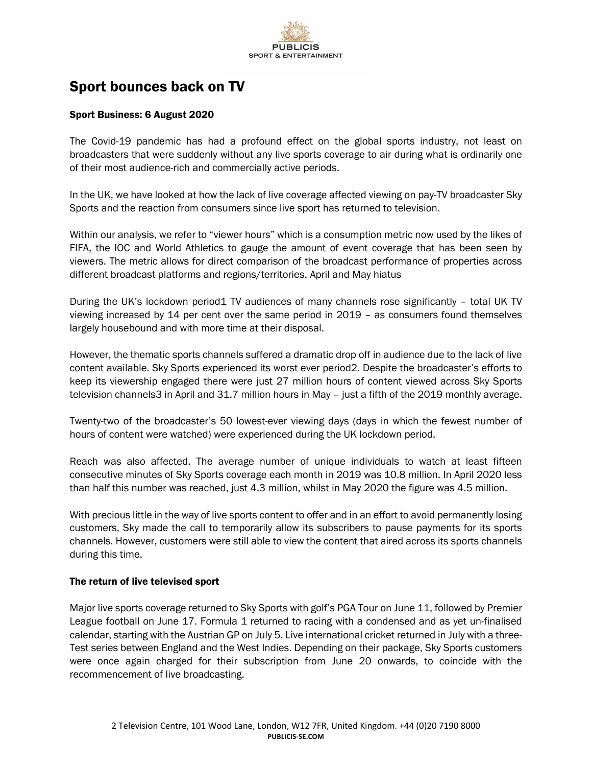# Sport bounces back on TV

**Sport Business: 6 August 2020**

The Covid-19 pandemic has had a profound effect on the global sports industry, not least on broadcasters that were suddenly without any live sports coverage to air during what is ordinarily one of their most audience-rich and commercially active periods.

In the UK, we have looked at how the lack of live coverage affected viewing on pay-TV broadcaster Sky Sports and the reaction from consumers since live sport has returned to television.

Within our analysis, we refer to "viewer hours" which is a consumption metric now used by the likes of FIFA, the IOC and World Athletics to gauge the amount of event coverage that has been seen by viewers. The metric allows for direct comparison of the broadcast performance of properties across different broadcast platforms and regions/territories. April and May hiatus

During the UK's lockdown period[1] TV audiences of many channels rose significantly – total UK TV viewing increased by 14 per cent over the same period in 2019 – as consumers found themselves largely housebound and with more time at their disposal.

However, the thematic sports channels suffered a dramatic drop off in audience due to the lack of live content available. Sky Sports experienced its worst ever period[2]. Despite the broadcaster's efforts to keep its viewership engaged there were just 27 million hours of content viewed across Sky Sports television channels[3] in April and 31.7 million hours in May – just a fifth of the 2019 monthly average.

Twenty-two of the broadcaster's 50 lowest-ever viewing days (days in which the fewest number of hours of content were watched) were experienced during the UK lockdown period.

Reach was also affected. The average number of unique individuals to watch at least fifteen consecutive minutes of Sky Sports coverage each month in 2019 was 10.8 million. In April 2020 less than half this number was reached, just 4.3 million, whilst in May 2020 the figure was 4.5 million.

With precious little in the way of live sports content to offer and in an effort to avoid permanently losing customers, Sky made the call to temporarily allow its subscribers to pause payments for its sports channels. However, customers were still able to view the content that aired across its sports channels during this time.

**The return of live televised sport**

Major live sports coverage returned to Sky Sports with golf's PGA Tour on June 11, followed by Premier League football on June 17. Formula 1 returned to racing with a condensed and as yet un-finalised calendar, starting with the Austrian GP on July 5. Live international cricket returned in July with a three-Test series between England and the West Indies. Depending on their package, Sky Sports customers were once again charged for their subscription from June 20 onwards, to coincide with the recommencement of live broadcasting.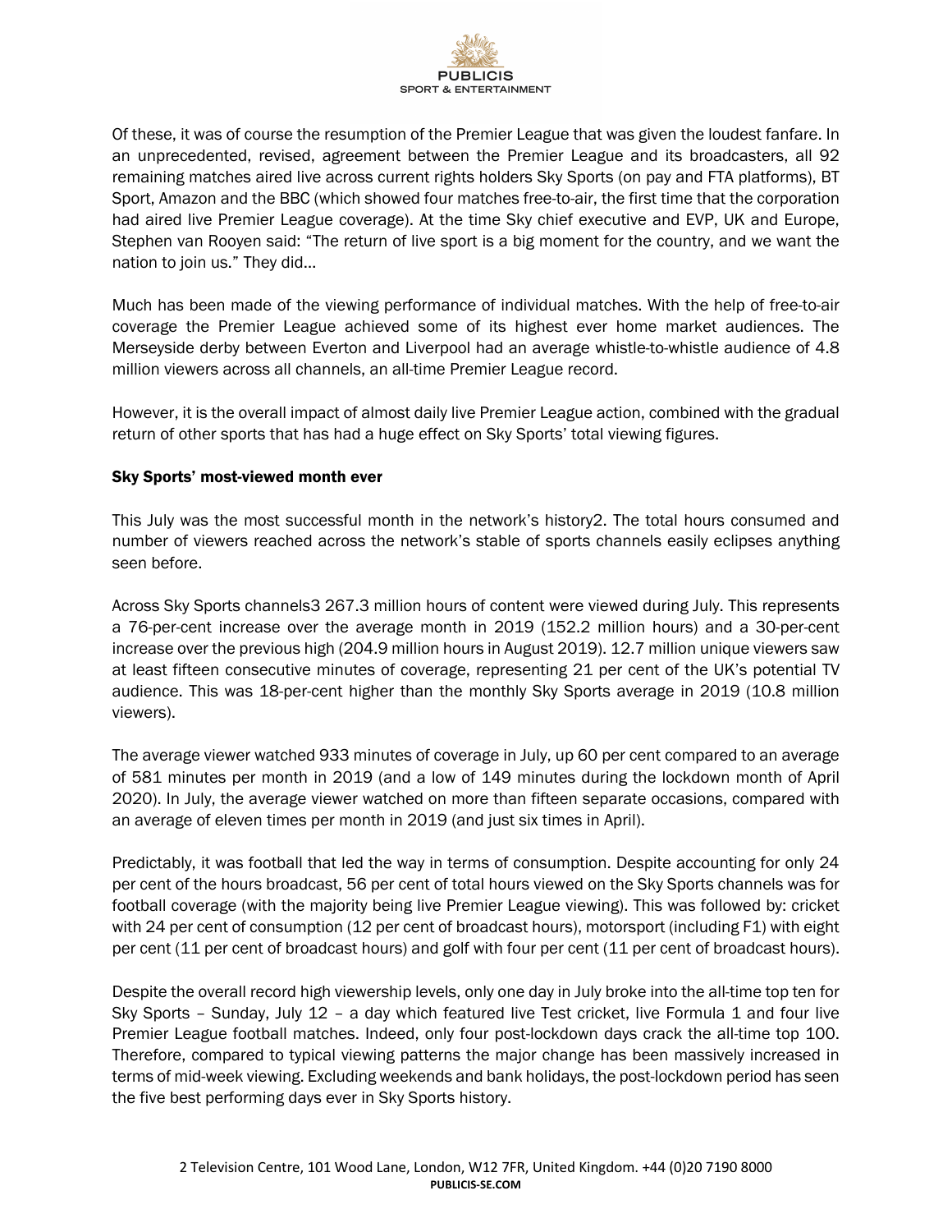Of these, it was of course the resumption of the Premier League that was given the loudest fanfare. In an unprecedented, revised, agreement between the Premier League and its broadcasters, all 92 remaining matches aired live across current rights holders Sky Sports (on pay and FTA platforms), BT Sport, Amazon and the BBC (which showed four matches free-to-air, the first time that the corporation had aired live Premier League coverage). At the time Sky chief executive and EVP, UK and Europe, Stephen van Rooyen said: "The return of live sport is a big moment for the country, and we want the nation to join us." They did…

Much has been made of the viewing performance of individual matches. With the help of free-to-air coverage the Premier League achieved some of its highest ever home market audiences. The Merseyside derby between Everton and Liverpool had an average whistle-to-whistle audience of 4.8 million viewers across all channels, an all-time Premier League record.

However, it is the overall impact of almost daily live Premier League action, combined with the gradual return of other sports that has had a huge effect on Sky Sports' total viewing figures.

## Sky Sports' most-viewed month ever

This July was the most successful month in the network's history[2]. The total hours consumed and number of viewers reached across the network's stable of sports channels easily eclipses anything seen before.

Across Sky Sports channels[3] 267.3 million hours of content were viewed during July. This represents a 76-per-cent increase over the average month in 2019 (152.2 million hours) and a 30-per-cent increase over the previous high (204.9 million hours in August 2019). 12.7 million unique viewers saw at least fifteen consecutive minutes of coverage, representing 21 per cent of the UK's potential TV audience. This was 18-per-cent higher than the monthly Sky Sports average in 2019 (10.8 million viewers).

The average viewer watched 933 minutes of coverage in July, up 60 per cent compared to an average of 581 minutes per month in 2019 (and a low of 149 minutes during the lockdown month of April 2020). In July, the average viewer watched on more than fifteen separate occasions, compared with an average of eleven times per month in 2019 (and just six times in April).

Predictably, it was football that led the way in terms of consumption. Despite accounting for only 24 per cent of the hours broadcast, 56 per cent of total hours viewed on the Sky Sports channels was for football coverage (with the majority being live Premier League viewing). This was followed by: cricket with 24 per cent of consumption (12 per cent of broadcast hours), motorsport (including F1) with eight per cent (11 per cent of broadcast hours) and golf with four per cent (11 per cent of broadcast hours).

Despite the overall record high viewership levels, only one day in July broke into the all-time top ten for Sky Sports – Sunday, July 12 – a day which featured live Test cricket, live Formula 1 and four live Premier League football matches. Indeed, only four post-lockdown days crack the all-time top 100. Therefore, compared to typical viewing patterns the major change has been massively increased in terms of mid-week viewing. Excluding weekends and bank holidays, the post-lockdown period has seen the five best performing days ever in Sky Sports history.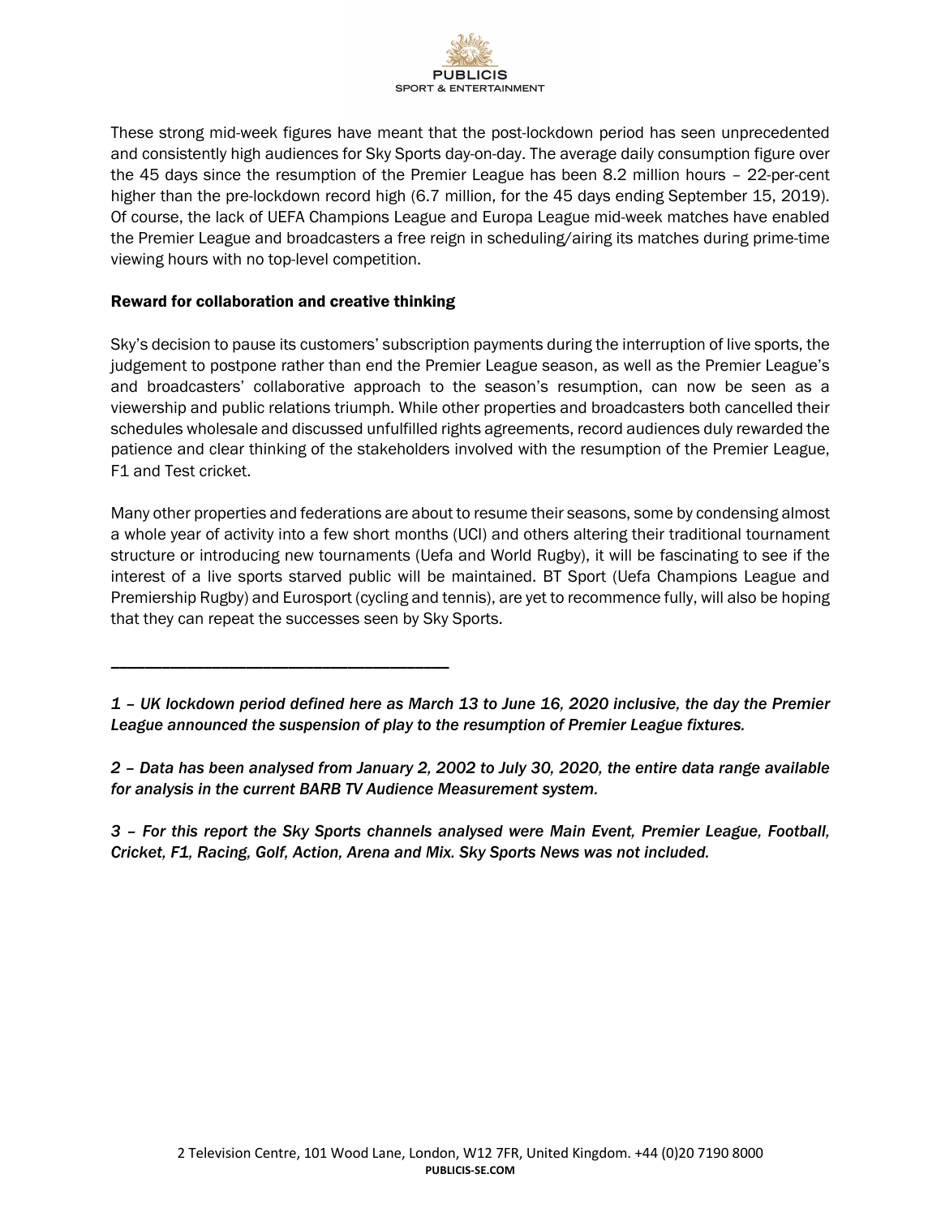These strong mid-week figures have meant that the post-lockdown period has seen unprecedented and consistently high audiences for Sky Sports day-on-day. The average daily consumption figure over the 45 days since the resumption of the Premier League has been 8.2 million hours – 22-per-cent higher than the pre-lockdown record high (6.7 million, for the 45 days ending September 15, 2019). Of course, the lack of UEFA Champions League and Europa League mid-week matches have enabled the Premier League and broadcasters a free reign in scheduling/airing its matches during prime-time viewing hours with no top-level competition.

### Reward for collaboration and creative thinking

Sky's decision to pause its customers' subscription payments during the interruption of live sports, the judgement to postpone rather than end the Premier League season, as well as the Premier League's and broadcasters' collaborative approach to the season's resumption, can now be seen as a viewership and public relations triumph. While other properties and broadcasters both cancelled their schedules wholesale and discussed unfulfilled rights agreements, record audiences duly rewarded the patience and clear thinking of the stakeholders involved with the resumption of the Premier League, F1 and Test cricket.

Many other properties and federations are about to resume their seasons, some by condensing almost a whole year of activity into a few short months (UCI) and others altering their traditional tournament structure or introducing new tournaments (Uefa and World Rugby), it will be fascinating to see if the interest of a live sports starved public will be maintained. BT Sport (Uefa Champions League and Premiership Rugby) and Eurosport (cycling and tennis), are yet to recommence fully, will also be hoping that they can repeat the successes seen by Sky Sports.

---

***1 – UK lockdown period defined here as March 13 to June 16, 2020 inclusive, the day the Premier League announced the suspension of play to the resumption of Premier League fixtures.***

***2 – Data has been analysed from January 2, 2002 to July 30, 2020, the entire data range available for analysis in the current BARB TV Audience Measurement system.***

***3 – For this report the Sky Sports channels analysed were Main Event, Premier League, Football, Cricket, F1, Racing, Golf, Action, Arena and Mix. Sky Sports News was not included.***